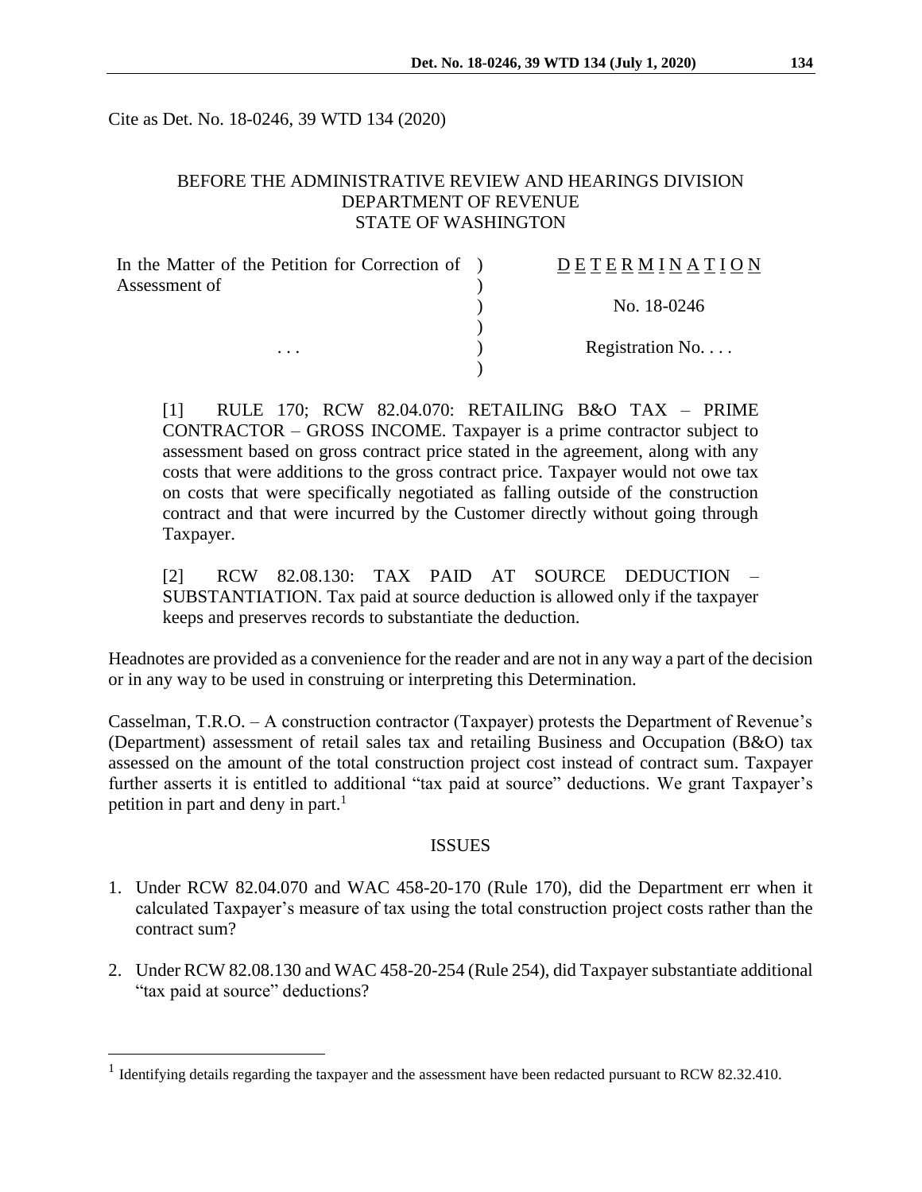Cite as Det. No. 18-0246, 39 WTD 134 (2020)

BEFORE THE ADMINISTRATIVE REVIEW AND HEARINGS DIVISION
DEPARTMENT OF REVENUE
STATE OF WASHINGTON

| In the Matter of the Petition for Correction of Assessment of | D E T E R M I N A T I O N |
|---|---|
| | No. 18-0246 |
| . . . | Registration No. . . . |

[1] RULE 170; RCW 82.04.070: RETAILING B&O TAX – PRIME CONTRACTOR – GROSS INCOME. Taxpayer is a prime contractor subject to assessment based on gross contract price stated in the agreement, along with any costs that were additions to the gross contract price. Taxpayer would not owe tax on costs that were specifically negotiated as falling outside of the construction contract and that were incurred by the Customer directly without going through Taxpayer.

[2] RCW 82.08.130: TAX PAID AT SOURCE DEDUCTION – SUBSTANTIATION. Tax paid at source deduction is allowed only if the taxpayer keeps and preserves records to substantiate the deduction.

Headnotes are provided as a convenience for the reader and are not in any way a part of the decision or in any way to be used in construing or interpreting this Determination.

Casselman, T.R.O. – A construction contractor (Taxpayer) protests the Department of Revenue's (Department) assessment of retail sales tax and retailing Business and Occupation (B&O) tax assessed on the amount of the total construction project cost instead of contract sum. Taxpayer further asserts it is entitled to additional "tax paid at source" deductions. We grant Taxpayer's petition in part and deny in part.[1]

## ISSUES

1. Under RCW 82.04.070 and WAC 458-20-170 (Rule 170), did the Department err when it calculated Taxpayer's measure of tax using the total construction project costs rather than the contract sum?

2. Under RCW 82.08.130 and WAC 458-20-254 (Rule 254), did Taxpayer substantiate additional "tax paid at source" deductions?

[1] Identifying details regarding the taxpayer and the assessment have been redacted pursuant to RCW 82.32.410.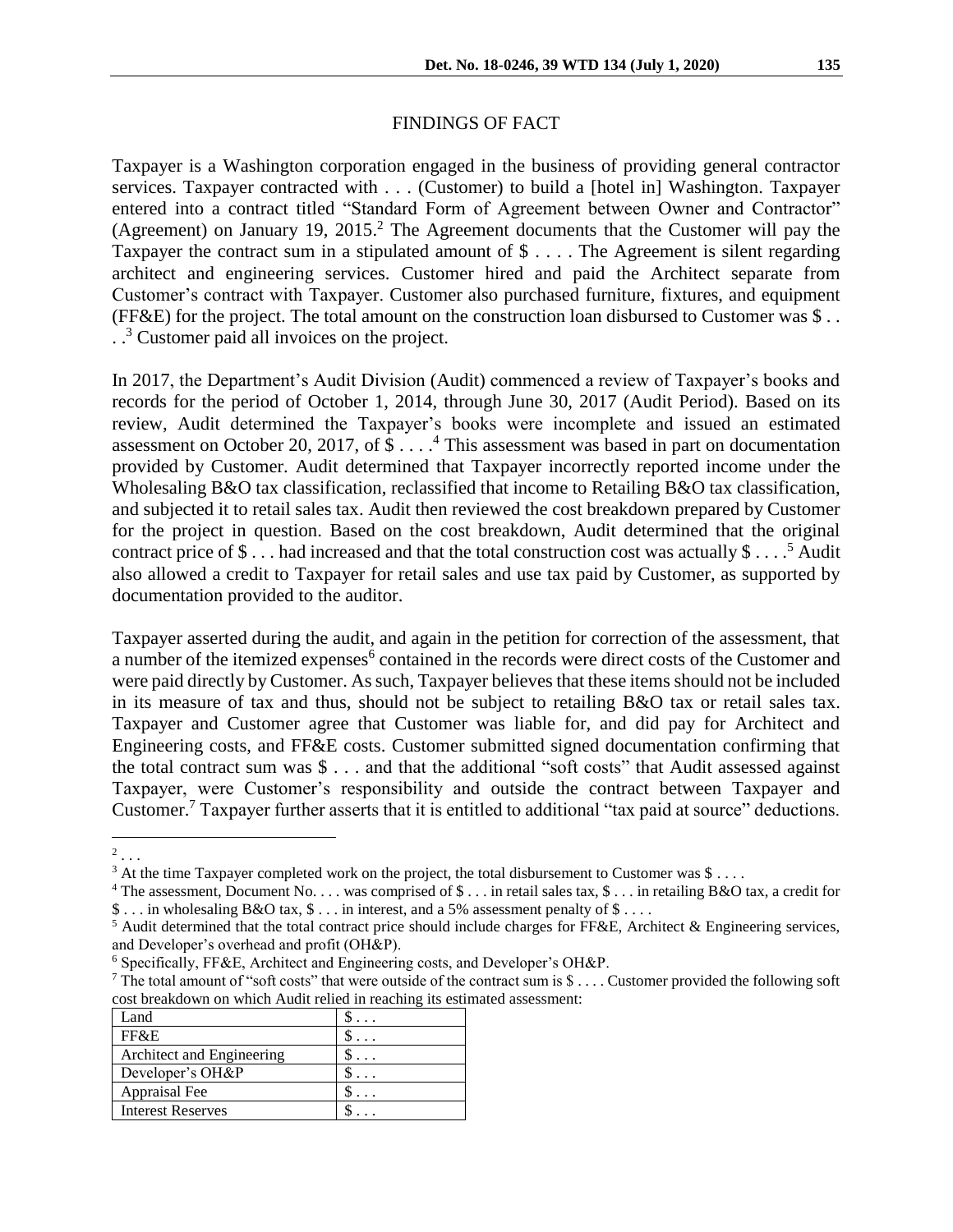## FINDINGS OF FACT

Taxpayer is a Washington corporation engaged in the business of providing general contractor services. Taxpayer contracted with . . . (Customer) to build a [hotel in] Washington. Taxpayer entered into a contract titled "Standard Form of Agreement between Owner and Contractor" (Agreement) on January 19, 2015.[2] The Agreement documents that the Customer will pay the Taxpayer the contract sum in a stipulated amount of $ . . . . The Agreement is silent regarding architect and engineering services. Customer hired and paid the Architect separate from Customer's contract with Taxpayer. Customer also purchased furniture, fixtures, and equipment (FF&E) for the project. The total amount on the construction loan disbursed to Customer was $ . . . .[3] Customer paid all invoices on the project.

In 2017, the Department's Audit Division (Audit) commenced a review of Taxpayer's books and records for the period of October 1, 2014, through June 30, 2017 (Audit Period). Based on its review, Audit determined the Taxpayer's books were incomplete and issued an estimated assessment on October 20, 2017, of $ . . . .[4] This assessment was based in part on documentation provided by Customer. Audit determined that Taxpayer incorrectly reported income under the Wholesaling B&O tax classification, reclassified that income to Retailing B&O tax classification, and subjected it to retail sales tax. Audit then reviewed the cost breakdown prepared by Customer for the project in question. Based on the cost breakdown, Audit determined that the original contract price of $ . . . had increased and that the total construction cost was actually $ . . . .[5] Audit also allowed a credit to Taxpayer for retail sales and use tax paid by Customer, as supported by documentation provided to the auditor.

Taxpayer asserted during the audit, and again in the petition for correction of the assessment, that a number of the itemized expenses[6] contained in the records were direct costs of the Customer and were paid directly by Customer. As such, Taxpayer believes that these items should not be included in its measure of tax and thus, should not be subject to retailing B&O tax or retail sales tax. Taxpayer and Customer agree that Customer was liable for, and did pay for Architect and Engineering costs, and FF&E costs. Customer submitted signed documentation confirming that the total contract sum was $ . . . and that the additional "soft costs" that Audit assessed against Taxpayer, were Customer's responsibility and outside the contract between Taxpayer and Customer.[7] Taxpayer further asserts that it is entitled to additional "tax paid at source" deductions.

---

[2] . . .

[3] At the time Taxpayer completed work on the project, the total disbursement to Customer was $ . . . .

[4] The assessment, Document No. . . . was comprised of $ . . . in retail sales tax, $ . . . in retailing B&O tax, a credit for $ . . . in wholesaling B&O tax, $ . . . in interest, and a 5% assessment penalty of $ . . . .

[5] Audit determined that the total contract price should include charges for FF&E, Architect & Engineering services, and Developer's overhead and profit (OH&P).

[6] Specifically, FF&E, Architect and Engineering costs, and Developer's OH&P.

[7] The total amount of "soft costs" that were outside of the contract sum is $ . . . . Customer provided the following soft cost breakdown on which Audit relied in reaching its estimated assessment:

| | |
|---|---|
| Land | $ . . . |
| FF&E | $ . . . |
| Architect and Engineering | $ . . . |
| Developer's OH&P | $ . . . |
| Appraisal Fee | $ . . . |
| Interest Reserves | $ . . . |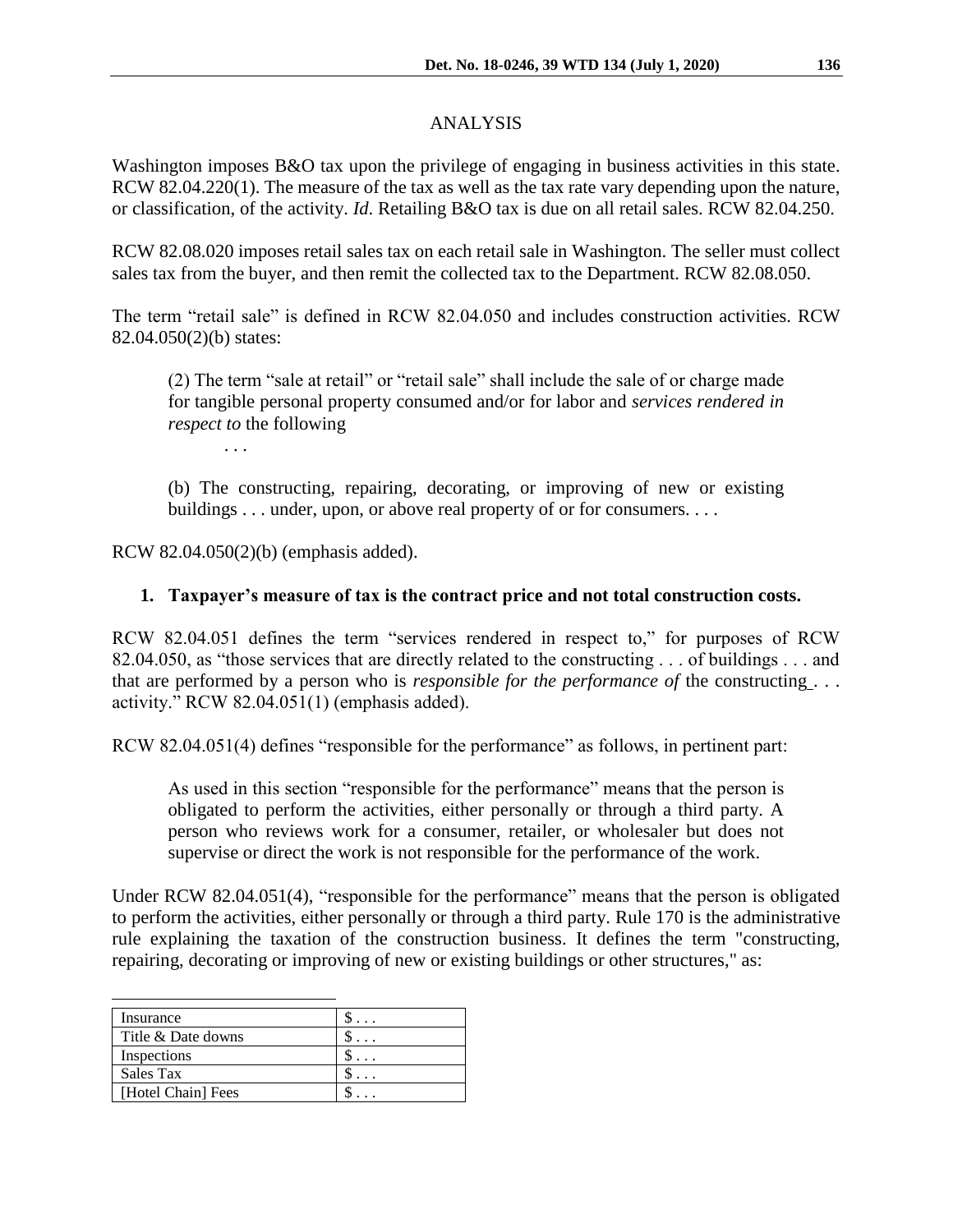## ANALYSIS

Washington imposes B&O tax upon the privilege of engaging in business activities in this state. RCW 82.04.220(1). The measure of the tax as well as the tax rate vary depending upon the nature, or classification, of the activity. *Id*. Retailing B&O tax is due on all retail sales. RCW 82.04.250.

RCW 82.08.020 imposes retail sales tax on each retail sale in Washington. The seller must collect sales tax from the buyer, and then remit the collected tax to the Department. RCW 82.08.050.

The term "retail sale" is defined in RCW 82.04.050 and includes construction activities. RCW 82.04.050(2)(b) states:

> (2) The term "sale at retail" or "retail sale" shall include the sale of or charge made for tangible personal property consumed and/or for labor and *services rendered in respect to* the following
>
> . . .
>
> (b) The constructing, repairing, decorating, or improving of new or existing buildings . . . under, upon, or above real property of or for consumers. . . .

RCW 82.04.050(2)(b) (emphasis added).

### 1. Taxpayer's measure of tax is the contract price and not total construction costs.

RCW 82.04.051 defines the term "services rendered in respect to," for purposes of RCW 82.04.050, as "those services that are directly related to the constructing . . . of buildings . . . and that are performed by a person who is *responsible for the performance of* the constructing . . . activity." RCW 82.04.051(1) (emphasis added).

RCW 82.04.051(4) defines "responsible for the performance" as follows, in pertinent part:

> As used in this section "responsible for the performance" means that the person is obligated to perform the activities, either personally or through a third party. A person who reviews work for a consumer, retailer, or wholesaler but does not supervise or direct the work is not responsible for the performance of the work.

Under RCW 82.04.051(4), "responsible for the performance" means that the person is obligated to perform the activities, either personally or through a third party. Rule 170 is the administrative rule explaining the taxation of the construction business. It defines the term "constructing, repairing, decorating or improving of new or existing buildings or other structures," as:

| | |
|---|---|
| Insurance | $ . . . |
| Title & Date downs | $ . . . |
| Inspections | $ . . . |
| Sales Tax | $ . . . |
| [Hotel Chain] Fees | $ . . . |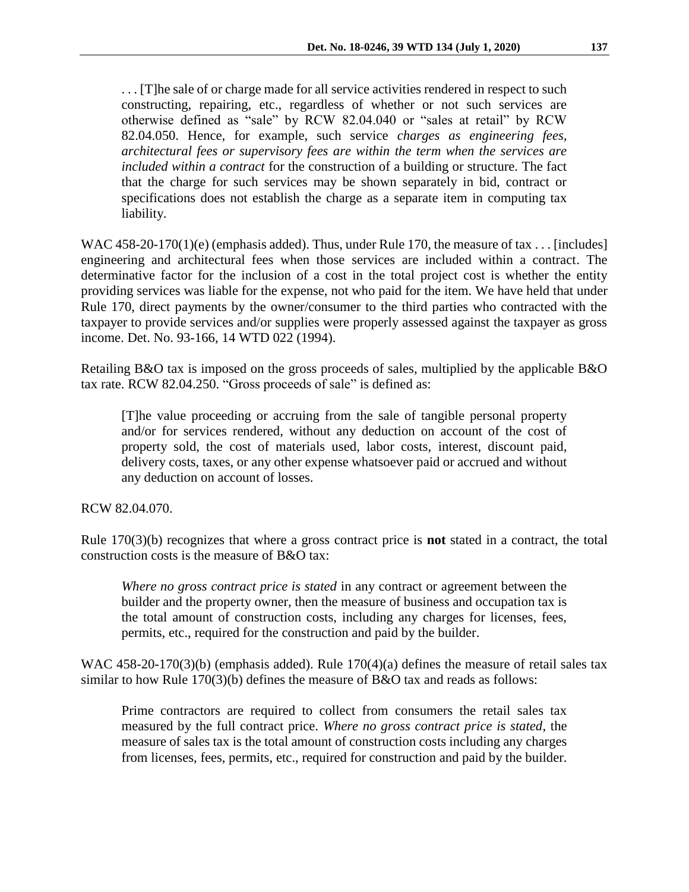> . . . [T]he sale of or charge made for all service activities rendered in respect to such constructing, repairing, etc., regardless of whether or not such services are otherwise defined as "sale" by RCW 82.04.040 or "sales at retail" by RCW 82.04.050. Hence, for example, such service *charges as engineering fees, architectural fees or supervisory fees are within the term when the services are included within a contract* for the construction of a building or structure. The fact that the charge for such services may be shown separately in bid, contract or specifications does not establish the charge as a separate item in computing tax liability.

WAC 458-20-170(1)(e) (emphasis added). Thus, under Rule 170, the measure of tax . . . [includes] engineering and architectural fees when those services are included within a contract. The determinative factor for the inclusion of a cost in the total project cost is whether the entity providing services was liable for the expense, not who paid for the item. We have held that under Rule 170, direct payments by the owner/consumer to the third parties who contracted with the taxpayer to provide services and/or supplies were properly assessed against the taxpayer as gross income. Det. No. 93-166, 14 WTD 022 (1994).

Retailing B&O tax is imposed on the gross proceeds of sales, multiplied by the applicable B&O tax rate. RCW 82.04.250. "Gross proceeds of sale" is defined as:

> [T]he value proceeding or accruing from the sale of tangible personal property and/or for services rendered, without any deduction on account of the cost of property sold, the cost of materials used, labor costs, interest, discount paid, delivery costs, taxes, or any other expense whatsoever paid or accrued and without any deduction on account of losses.

RCW 82.04.070.

Rule 170(3)(b) recognizes that where a gross contract price is **not** stated in a contract, the total construction costs is the measure of B&O tax:

> *Where no gross contract price is stated* in any contract or agreement between the builder and the property owner, then the measure of business and occupation tax is the total amount of construction costs, including any charges for licenses, fees, permits, etc., required for the construction and paid by the builder.

WAC 458-20-170(3)(b) (emphasis added). Rule 170(4)(a) defines the measure of retail sales tax similar to how Rule 170(3)(b) defines the measure of B&O tax and reads as follows:

> Prime contractors are required to collect from consumers the retail sales tax measured by the full contract price. *Where no gross contract price is stated*, the measure of sales tax is the total amount of construction costs including any charges from licenses, fees, permits, etc., required for construction and paid by the builder.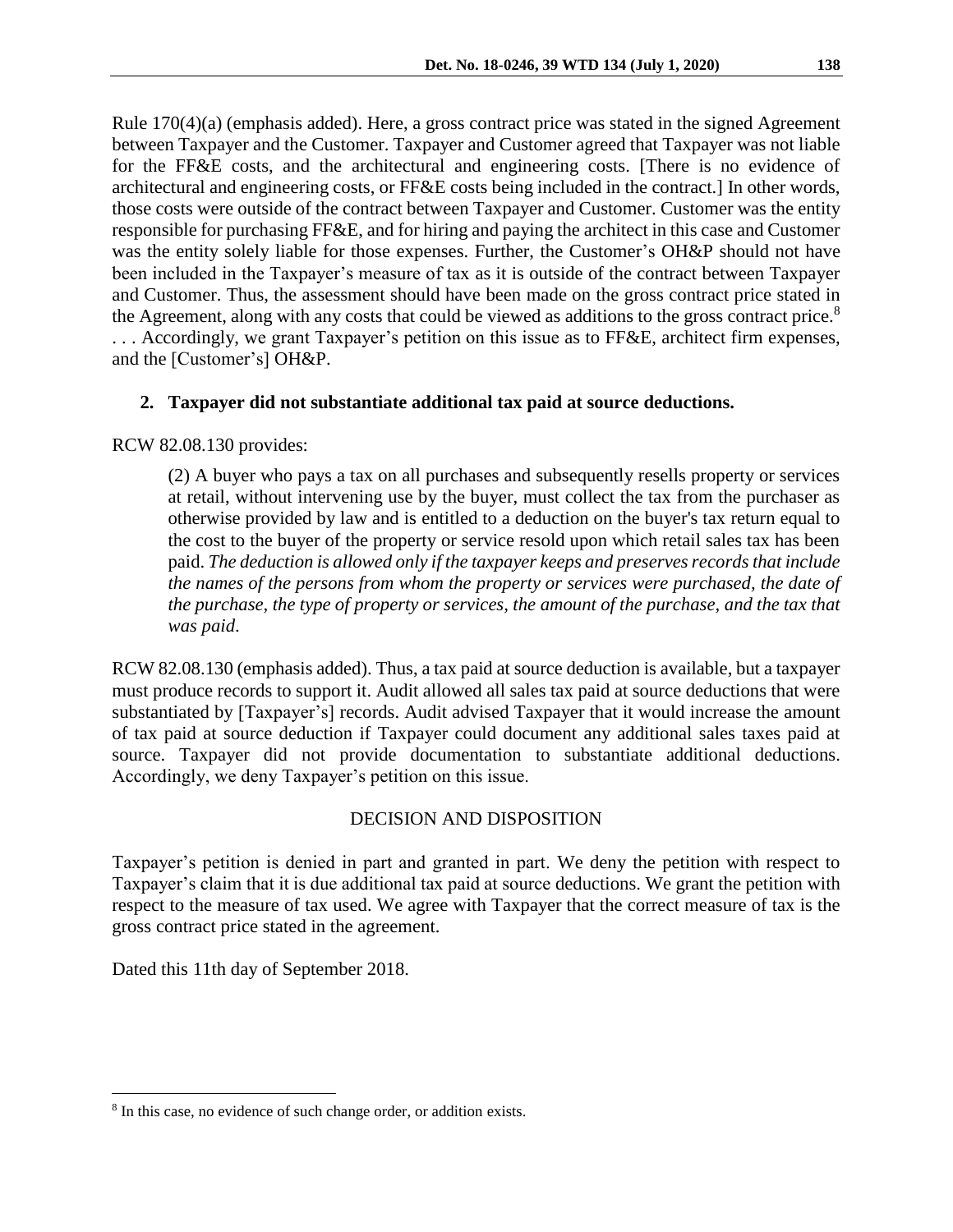Rule 170(4)(a) (emphasis added). Here, a gross contract price was stated in the signed Agreement between Taxpayer and the Customer. Taxpayer and Customer agreed that Taxpayer was not liable for the FF&E costs, and the architectural and engineering costs. [There is no evidence of architectural and engineering costs, or FF&E costs being included in the contract.] In other words, those costs were outside of the contract between Taxpayer and Customer. Customer was the entity responsible for purchasing FF&E, and for hiring and paying the architect in this case and Customer was the entity solely liable for those expenses. Further, the Customer's OH&P should not have been included in the Taxpayer's measure of tax as it is outside of the contract between Taxpayer and Customer. Thus, the assessment should have been made on the gross contract price stated in the Agreement, along with any costs that could be viewed as additions to the gross contract price.[8] . . . Accordingly, we grant Taxpayer's petition on this issue as to FF&E, architect firm expenses, and the [Customer's] OH&P.

## 2. Taxpayer did not substantiate additional tax paid at source deductions.

RCW 82.08.130 provides:

> (2) A buyer who pays a tax on all purchases and subsequently resells property or services at retail, without intervening use by the buyer, must collect the tax from the purchaser as otherwise provided by law and is entitled to a deduction on the buyer's tax return equal to the cost to the buyer of the property or service resold upon which retail sales tax has been paid. *The deduction is allowed only if the taxpayer keeps and preserves records that include the names of the persons from whom the property or services were purchased, the date of the purchase, the type of property or services, the amount of the purchase, and the tax that was paid*.

RCW 82.08.130 (emphasis added). Thus, a tax paid at source deduction is available, but a taxpayer must produce records to support it. Audit allowed all sales tax paid at source deductions that were substantiated by [Taxpayer's] records. Audit advised Taxpayer that it would increase the amount of tax paid at source deduction if Taxpayer could document any additional sales taxes paid at source. Taxpayer did not provide documentation to substantiate additional deductions. Accordingly, we deny Taxpayer's petition on this issue.

## DECISION AND DISPOSITION

Taxpayer's petition is denied in part and granted in part. We deny the petition with respect to Taxpayer's claim that it is due additional tax paid at source deductions. We grant the petition with respect to the measure of tax used. We agree with Taxpayer that the correct measure of tax is the gross contract price stated in the agreement.

Dated this 11th day of September 2018.

---

[8] In this case, no evidence of such change order, or addition exists.